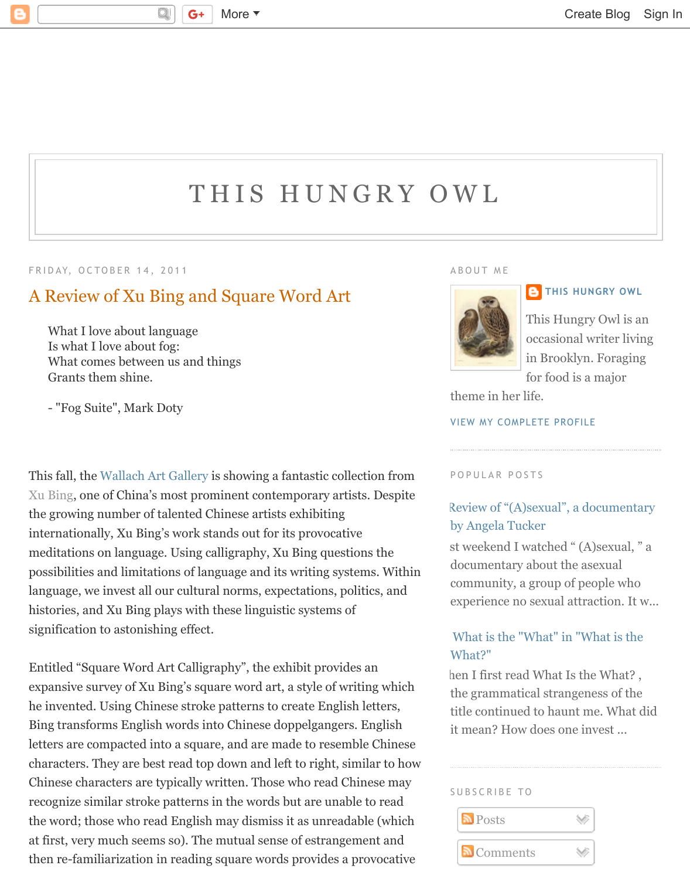# THIS HUNGRY OWL

FRIDAY, OCTOBER 14, 2011

## A Review of Xu Bing and Square Word Art

> What I love about language
> Is what I love about fog:
> What comes between us and things
> Grants them shine.
>
> - "Fog Suite", Mark Doty

This fall, the Wallach Art Gallery is showing a fantastic collection from Xu Bing, one of China's most prominent contemporary artists. Despite the growing number of talented Chinese artists exhibiting internationally, Xu Bing's work stands out for its provocative meditations on language. Using calligraphy, Xu Bing questions the possibilities and limitations of language and its writing systems. Within language, we invest all our cultural norms, expectations, politics, and histories, and Xu Bing plays with these linguistic systems of signification to astonishing effect.

Entitled "Square Word Art Calligraphy", the exhibit provides an expansive survey of Xu Bing's square word art, a style of writing which he invented. Using Chinese stroke patterns to create English letters, Bing transforms English words into Chinese doppelgangers. English letters are compacted into a square, and are made to resemble Chinese characters. They are best read top down and left to right, similar to how Chinese characters are typically written. Those who read Chinese may recognize similar stroke patterns in the words but are unable to read the word; those who read English may dismiss it as unreadable (which at first, very much seems so). The mutual sense of estrangement and then re-familiarization in reading square words provides a provocative

ABOUT ME

THIS HUNGRY OWL

This Hungry Owl is an occasional writer living in Brooklyn. Foraging for food is a major theme in her life.

VIEW MY COMPLETE PROFILE

POPULAR POSTS

Review of "(A)sexual", a documentary by Angela Tucker

st weekend I watched " (A)sexual, " a documentary about the asexual community, a group of people who experience no sexual attraction. It w...

What is the "What" in "What is the What?"

hen I first read What Is the What? , the grammatical strangeness of the title continued to haunt me. What did it mean? How does one invest ...

SUBSCRIBE TO

Posts

Comments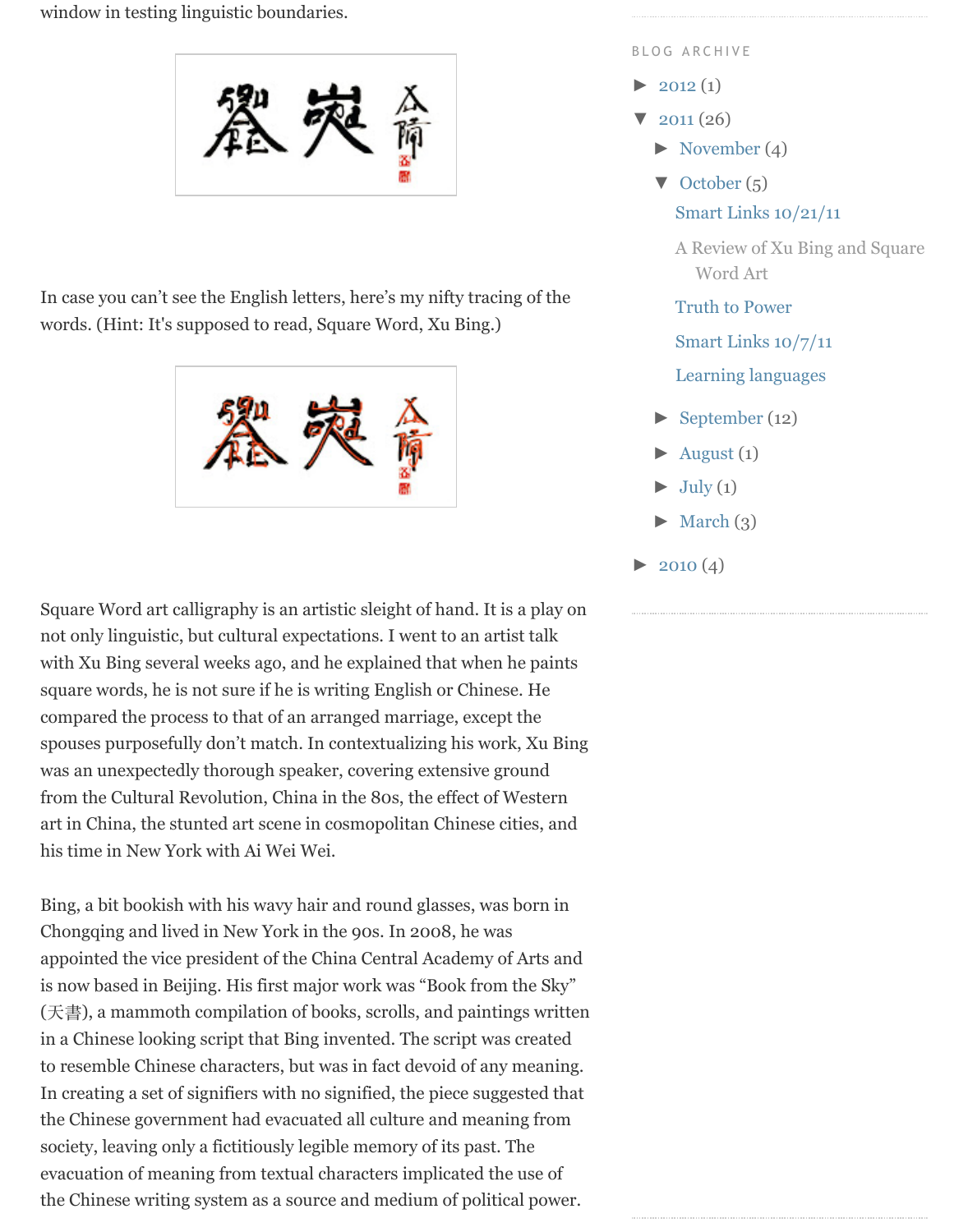window in testing linguistic boundaries.

In case you can't see the English letters, here's my nifty tracing of the words. (Hint: It's supposed to read, Square Word, Xu Bing.)

Square Word art calligraphy is an artistic sleight of hand. It is a play on not only linguistic, but cultural expectations. I went to an artist talk with Xu Bing several weeks ago, and he explained that when he paints square words, he is not sure if he is writing English or Chinese. He compared the process to that of an arranged marriage, except the spouses purposefully don't match. In contextualizing his work, Xu Bing was an unexpectedly thorough speaker, covering extensive ground from the Cultural Revolution, China in the 80s, the effect of Western art in China, the stunted art scene in cosmopolitan Chinese cities, and his time in New York with Ai Wei Wei.

Bing, a bit bookish with his wavy hair and round glasses, was born in Chongqing and lived in New York in the 90s. In 2008, he was appointed the vice president of the China Central Academy of Arts and is now based in Beijing. His first major work was "Book from the Sky" (天書), a mammoth compilation of books, scrolls, and paintings written in a Chinese looking script that Bing invented. The script was created to resemble Chinese characters, but was in fact devoid of any meaning. In creating a set of signifiers with no signified, the piece suggested that the Chinese government had evacuated all culture and meaning from society, leaving only a fictitiously legible memory of its past. The evacuation of meaning from textual characters implicated the use of the Chinese writing system as a source and medium of political power.

BLOG ARCHIVE

- ► 2012 (1)
- ▼ 2011 (26)
  - ► November (4)
  - ▼ October (5)
    - Smart Links 10/21/11
    - A Review of Xu Bing and Square Word Art
    - Truth to Power
    - Smart Links 10/7/11
    - Learning languages
  - ► September (12)
  - ► August (1)
  - ► July (1)
  - ► March (3)
- ► 2010 (4)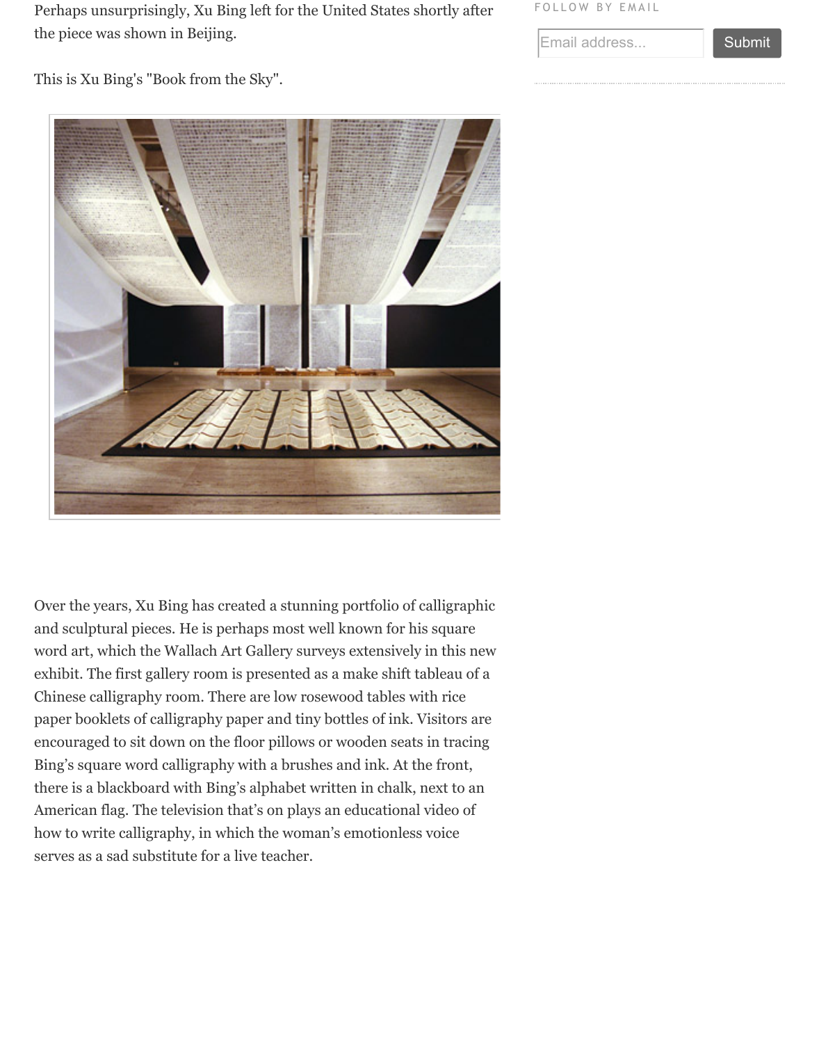Perhaps unsurprisingly, Xu Bing left for the United States shortly after the piece was shown in Beijing.

This is Xu Bing's "Book from the Sky".

Over the years, Xu Bing has created a stunning portfolio of calligraphic and sculptural pieces. He is perhaps most well known for his square word art, which the Wallach Art Gallery surveys extensively in this new exhibit. The first gallery room is presented as a make shift tableau of a Chinese calligraphy room. There are low rosewood tables with rice paper booklets of calligraphy paper and tiny bottles of ink. Visitors are encouraged to sit down on the floor pillows or wooden seats in tracing Bing's square word calligraphy with a brushes and ink. At the front, there is a blackboard with Bing's alphabet written in chalk, next to an American flag. The television that's on plays an educational video of how to write calligraphy, in which the woman's emotionless voice serves as a sad substitute for a live teacher.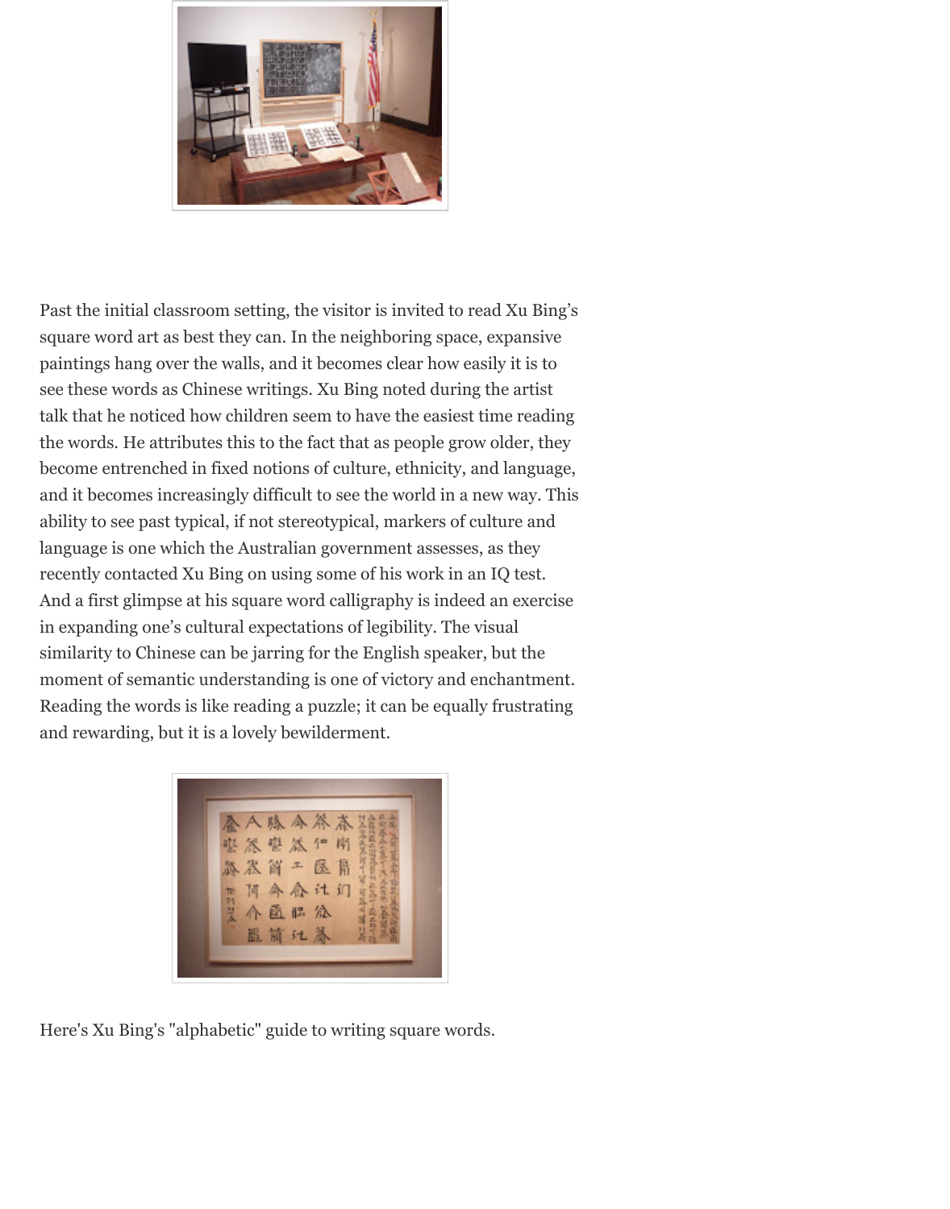Past the initial classroom setting, the visitor is invited to read Xu Bing's square word art as best they can. In the neighboring space, expansive paintings hang over the walls, and it becomes clear how easily it is to see these words as Chinese writings. Xu Bing noted during the artist talk that he noticed how children seem to have the easiest time reading the words. He attributes this to the fact that as people grow older, they become entrenched in fixed notions of culture, ethnicity, and language, and it becomes increasingly difficult to see the world in a new way. This ability to see past typical, if not stereotypical, markers of culture and language is one which the Australian government assesses, as they recently contacted Xu Bing on using some of his work in an IQ test. And a first glimpse at his square word calligraphy is indeed an exercise in expanding one's cultural expectations of legibility. The visual similarity to Chinese can be jarring for the English speaker, but the moment of semantic understanding is one of victory and enchantment. Reading the words is like reading a puzzle; it can be equally frustrating and rewarding, but it is a lovely bewilderment.

Here's Xu Bing's "alphabetic" guide to writing square words.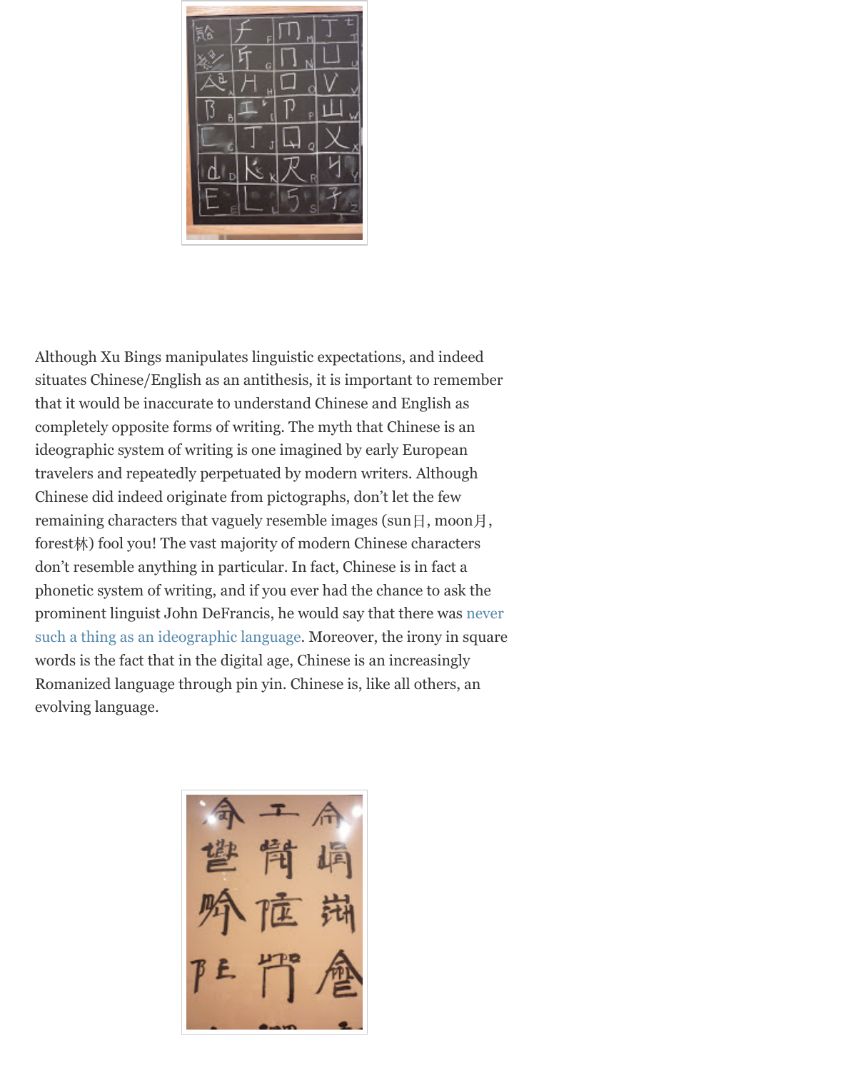Although Xu Bings manipulates linguistic expectations, and indeed situates Chinese/English as an antithesis, it is important to remember that it would be inaccurate to understand Chinese and English as completely opposite forms of writing. The myth that Chinese is an ideographic system of writing is one imagined by early European travelers and repeatedly perpetuated by modern writers. Although Chinese did indeed originate from pictographs, don't let the few remaining characters that vaguely resemble images (sun日, moon月, forest林) fool you! The vast majority of modern Chinese characters don't resemble anything in particular. In fact, Chinese is in fact a phonetic system of writing, and if you ever had the chance to ask the prominent linguist John DeFrancis, he would say that there was never such a thing as an ideographic language. Moreover, the irony in square words is the fact that in the digital age, Chinese is an increasingly Romanized language through pin yin. Chinese is, like all others, an evolving language.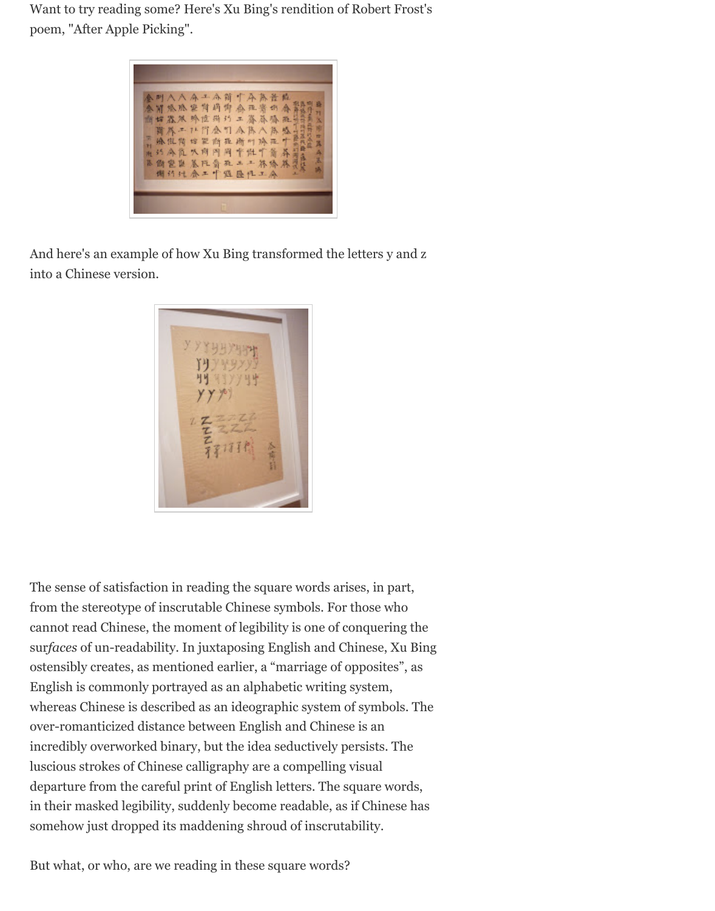Want to try reading some? Here's Xu Bing's rendition of Robert Frost's poem, "After Apple Picking".

And here's an example of how Xu Bing transformed the letters y and z into a Chinese version.

The sense of satisfaction in reading the square words arises, in part, from the stereotype of inscrutable Chinese symbols. For those who cannot read Chinese, the moment of legibility is one of conquering the sur*faces* of un-readability. In juxtaposing English and Chinese, Xu Bing ostensibly creates, as mentioned earlier, a "marriage of opposites", as English is commonly portrayed as an alphabetic writing system, whereas Chinese is described as an ideographic system of symbols. The over-romanticized distance between English and Chinese is an incredibly overworked binary, but the idea seductively persists. The luscious strokes of Chinese calligraphy are a compelling visual departure from the careful print of English letters. The square words, in their masked legibility, suddenly become readable, as if Chinese has somehow just dropped its maddening shroud of inscrutability.

But what, or who, are we reading in these square words?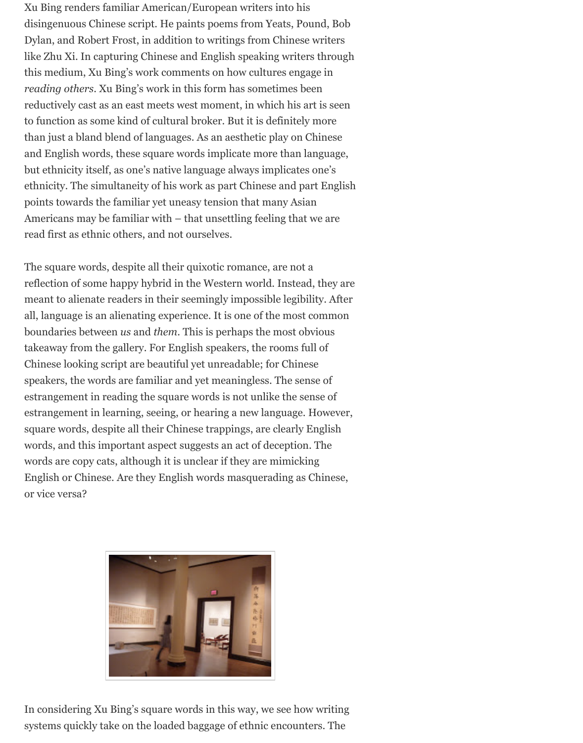Xu Bing renders familiar American/European writers into his disingenuous Chinese script. He paints poems from Yeats, Pound, Bob Dylan, and Robert Frost, in addition to writings from Chinese writers like Zhu Xi. In capturing Chinese and English speaking writers through this medium, Xu Bing's work comments on how cultures engage in *reading others*. Xu Bing's work in this form has sometimes been reductively cast as an east meets west moment, in which his art is seen to function as some kind of cultural broker. But it is definitely more than just a bland blend of languages. As an aesthetic play on Chinese and English words, these square words implicate more than language, but ethnicity itself, as one's native language always implicates one's ethnicity. The simultaneity of his work as part Chinese and part English points towards the familiar yet uneasy tension that many Asian Americans may be familiar with – that unsettling feeling that we are read first as ethnic others, and not ourselves.

The square words, despite all their quixotic romance, are not a reflection of some happy hybrid in the Western world. Instead, they are meant to alienate readers in their seemingly impossible legibility. After all, language is an alienating experience. It is one of the most common boundaries between *us* and *them*. This is perhaps the most obvious takeaway from the gallery. For English speakers, the rooms full of Chinese looking script are beautiful yet unreadable; for Chinese speakers, the words are familiar and yet meaningless. The sense of estrangement in reading the square words is not unlike the sense of estrangement in learning, seeing, or hearing a new language. However, square words, despite all their Chinese trappings, are clearly English words, and this important aspect suggests an act of deception. The words are copy cats, although it is unclear if they are mimicking English or Chinese. Are they English words masquerading as Chinese, or vice versa?

In considering Xu Bing's square words in this way, we see how writing systems quickly take on the loaded baggage of ethnic encounters. The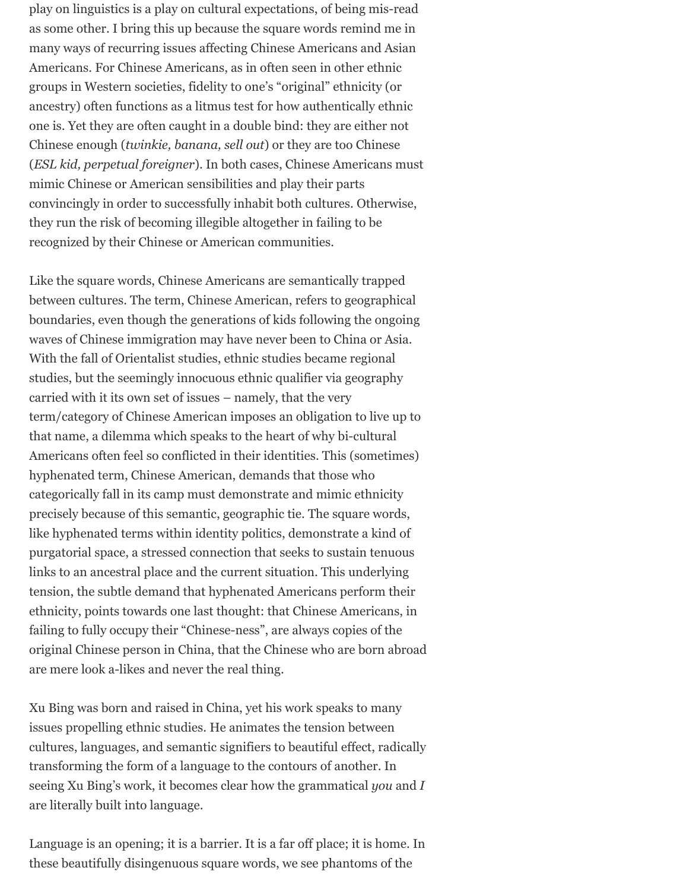play on linguistics is a play on cultural expectations, of being mis-read as some other. I bring this up because the square words remind me in many ways of recurring issues affecting Chinese Americans and Asian Americans. For Chinese Americans, as in often seen in other ethnic groups in Western societies, fidelity to one's "original" ethnicity (or ancestry) often functions as a litmus test for how authentically ethnic one is. Yet they are often caught in a double bind: they are either not Chinese enough (*twinkie, banana, sell out*) or they are too Chinese (*ESL kid, perpetual foreigner*). In both cases, Chinese Americans must mimic Chinese or American sensibilities and play their parts convincingly in order to successfully inhabit both cultures. Otherwise, they run the risk of becoming illegible altogether in failing to be recognized by their Chinese or American communities.

Like the square words, Chinese Americans are semantically trapped between cultures. The term, Chinese American, refers to geographical boundaries, even though the generations of kids following the ongoing waves of Chinese immigration may have never been to China or Asia. With the fall of Orientalist studies, ethnic studies became regional studies, but the seemingly innocuous ethnic qualifier via geography carried with it its own set of issues – namely, that the very term/category of Chinese American imposes an obligation to live up to that name, a dilemma which speaks to the heart of why bi-cultural Americans often feel so conflicted in their identities. This (sometimes) hyphenated term, Chinese American, demands that those who categorically fall in its camp must demonstrate and mimic ethnicity precisely because of this semantic, geographic tie. The square words, like hyphenated terms within identity politics, demonstrate a kind of purgatorial space, a stressed connection that seeks to sustain tenuous links to an ancestral place and the current situation. This underlying tension, the subtle demand that hyphenated Americans perform their ethnicity, points towards one last thought: that Chinese Americans, in failing to fully occupy their "Chinese-ness", are always copies of the original Chinese person in China, that the Chinese who are born abroad are mere look a-likes and never the real thing.

Xu Bing was born and raised in China, yet his work speaks to many issues propelling ethnic studies. He animates the tension between cultures, languages, and semantic signifiers to beautiful effect, radically transforming the form of a language to the contours of another. In seeing Xu Bing's work, it becomes clear how the grammatical *you* and *I* are literally built into language.

Language is an opening; it is a barrier. It is a far off place; it is home. In these beautifully disingenuous square words, we see phantoms of the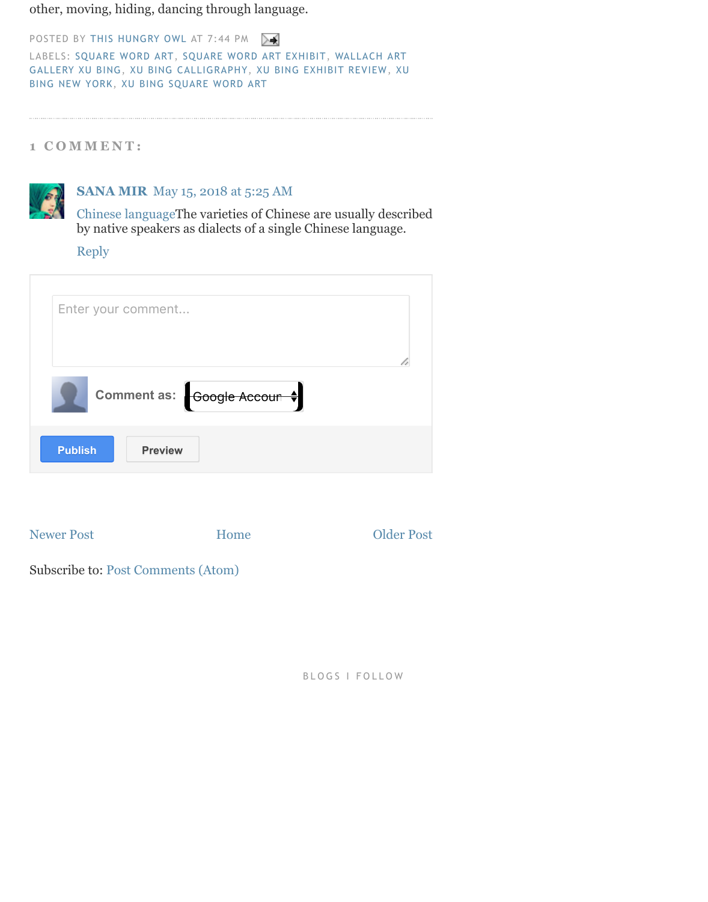other, moving, hiding, dancing through language.

POSTED BY THIS HUNGRY OWL AT 7:44 PM

LABELS: SQUARE WORD ART, SQUARE WORD ART EXHIBIT, WALLACH ART GALLERY XU BING, XU BING CALLIGRAPHY, XU BING EXHIBIT REVIEW, XU BING NEW YORK, XU BING SQUARE WORD ART

## 1 COMMENT:

**SANA MIR** May 15, 2018 at 5:25 AM

Chinese languageThe varieties of Chinese are usually described by native speakers as dialects of a single Chinese language.

Reply

Enter your comment...

Comment as: Google Accour

Publish Preview

Newer Post Home Older Post

Subscribe to: Post Comments (Atom)

BLOGS I FOLLOW